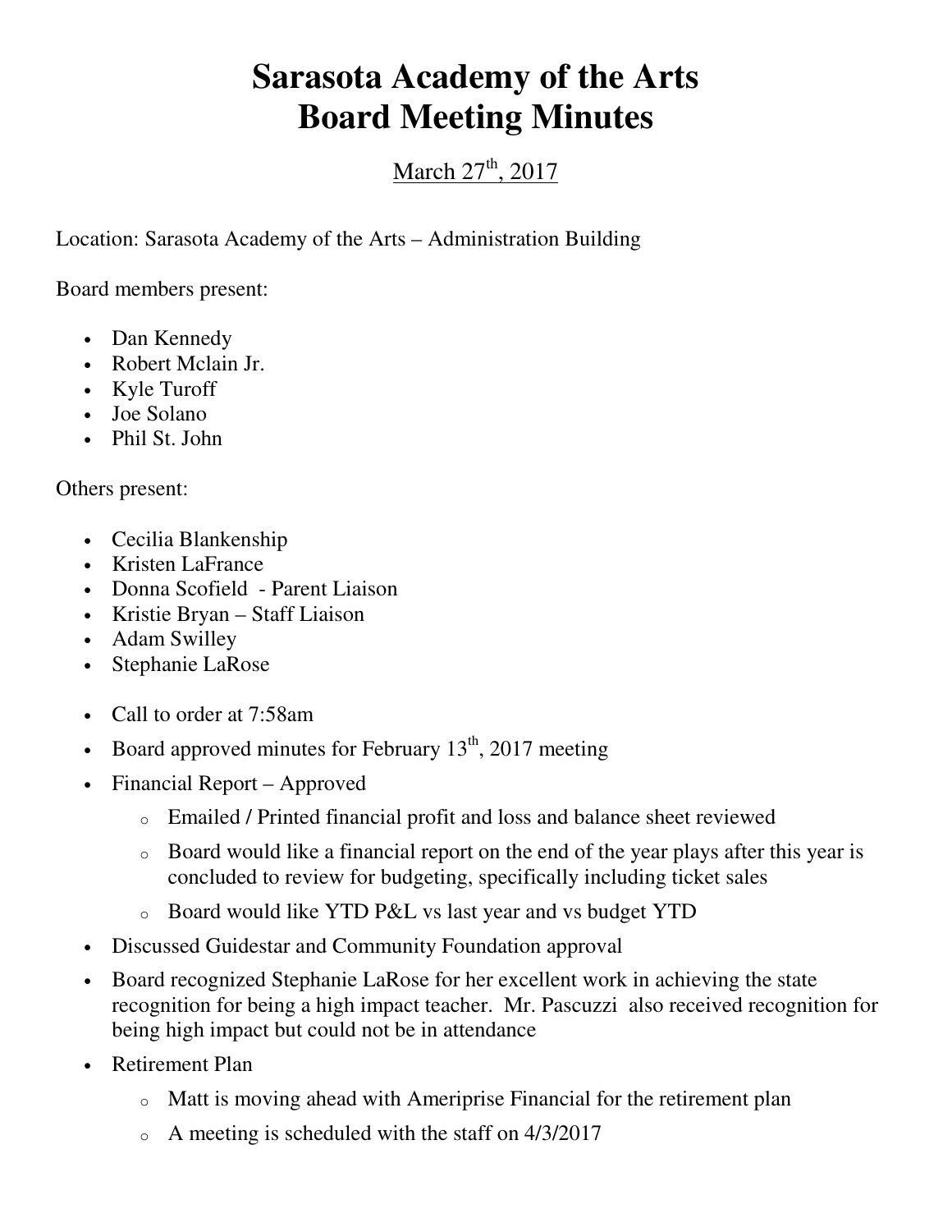# Sarasota Academy of the Arts
# Board Meeting Minutes

March 27th, 2017

Location: Sarasota Academy of the Arts – Administration Building

Board members present:

- Dan Kennedy
- Robert Mclain Jr.
- Kyle Turoff
- Joe Solano
- Phil St. John

Others present:

- Cecilia Blankenship
- Kristen LaFrance
- Donna Scofield - Parent Liaison
- Kristie Bryan – Staff Liaison
- Adam Swilley
- Stephanie LaRose

- Call to order at 7:58am
- Board approved minutes for February 13th, 2017 meeting
- Financial Report – Approved
    - Emailed / Printed financial profit and loss and balance sheet reviewed
    - Board would like a financial report on the end of the year plays after this year is concluded to review for budgeting, specifically including ticket sales
    - Board would like YTD P&L vs last year and vs budget YTD
- Discussed Guidestar and Community Foundation approval
- Board recognized Stephanie LaRose for her excellent work in achieving the state recognition for being a high impact teacher. Mr. Pascuzzi also received recognition for being high impact but could not be in attendance
- Retirement Plan
    - Matt is moving ahead with Ameriprise Financial for the retirement plan
    - A meeting is scheduled with the staff on 4/3/2017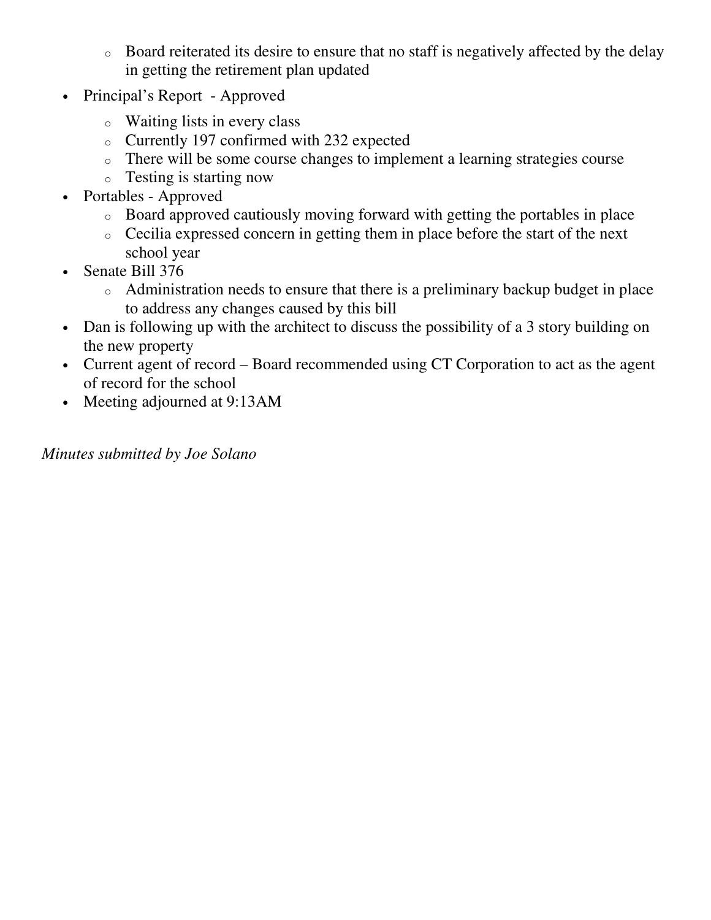- Board reiterated its desire to ensure that no staff is negatively affected by the delay in getting the retirement plan updated
- Principal's Report - Approved
  - Waiting lists in every class
  - Currently 197 confirmed with 232 expected
  - There will be some course changes to implement a learning strategies course
  - Testing is starting now
- Portables - Approved
  - Board approved cautiously moving forward with getting the portables in place
  - Cecilia expressed concern in getting them in place before the start of the next school year
- Senate Bill 376
  - Administration needs to ensure that there is a preliminary backup budget in place to address any changes caused by this bill
- Dan is following up with the architect to discuss the possibility of a 3 story building on the new property
- Current agent of record – Board recommended using CT Corporation to act as the agent of record for the school
- Meeting adjourned at 9:13AM

*Minutes submitted by Joe Solano*